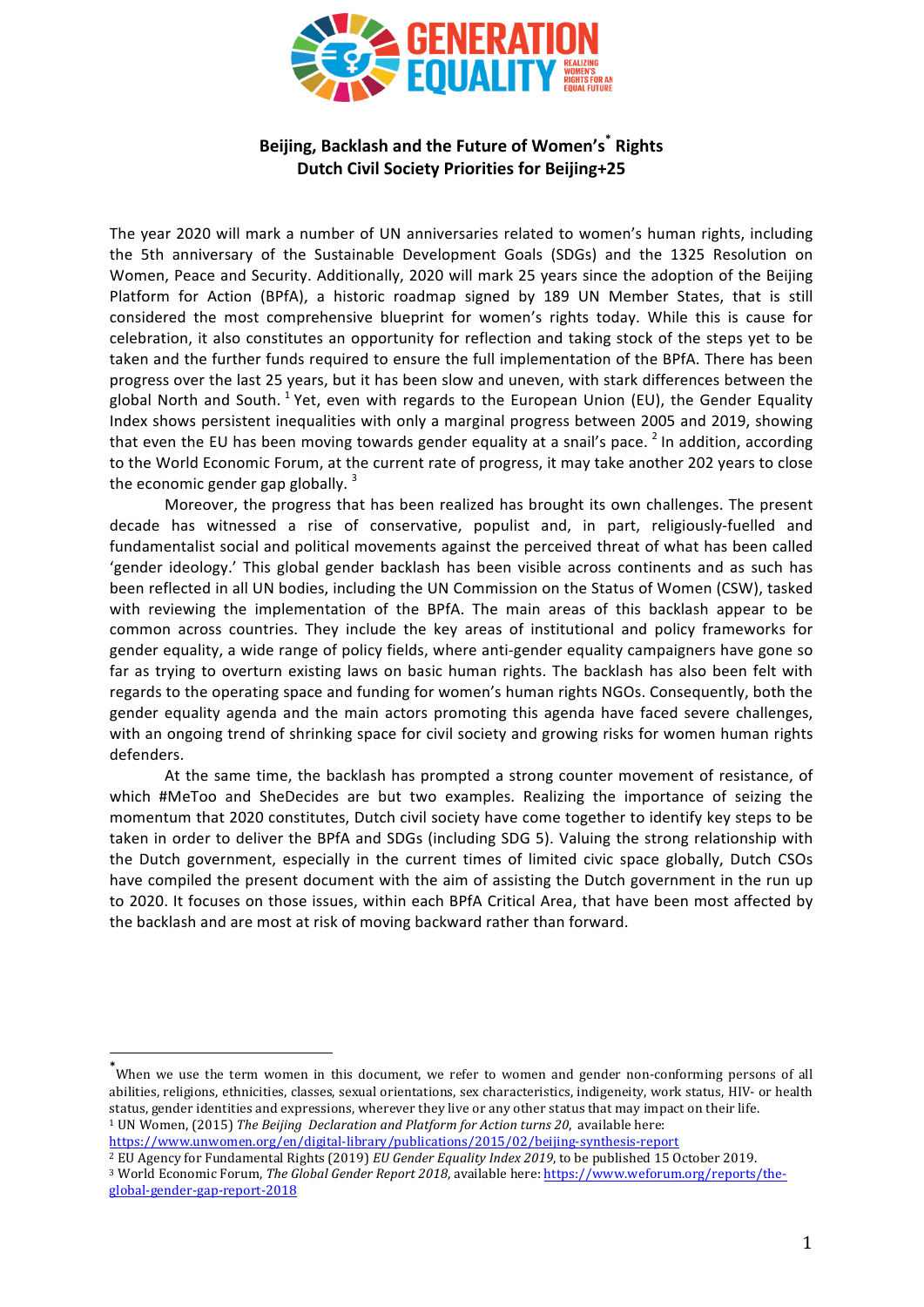# Beijing, Backlash and the Future of Women's[*] Rights
## Dutch Civil Society Priorities for Beijing+25

The year 2020 will mark a number of UN anniversaries related to women's human rights, including the 5th anniversary of the Sustainable Development Goals (SDGs) and the 1325 Resolution on Women, Peace and Security. Additionally, 2020 will mark 25 years since the adoption of the Beijing Platform for Action (BPfA), a historic roadmap signed by 189 UN Member States, that is still considered the most comprehensive blueprint for women's rights today. While this is cause for celebration, it also constitutes an opportunity for reflection and taking stock of the steps yet to be taken and the further funds required to ensure the full implementation of the BPfA. There has been progress over the last 25 years, but it has been slow and uneven, with stark differences between the global North and South. [1] Yet, even with regards to the European Union (EU), the Gender Equality Index shows persistent inequalities with only a marginal progress between 2005 and 2019, showing that even the EU has been moving towards gender equality at a snail's pace. [2] In addition, according to the World Economic Forum, at the current rate of progress, it may take another 202 years to close the economic gender gap globally. [3]

Moreover, the progress that has been realized has brought its own challenges. The present decade has witnessed a rise of conservative, populist and, in part, religiously-fuelled and fundamentalist social and political movements against the perceived threat of what has been called 'gender ideology.' This global gender backlash has been visible across continents and as such has been reflected in all UN bodies, including the UN Commission on the Status of Women (CSW), tasked with reviewing the implementation of the BPfA. The main areas of this backlash appear to be common across countries. They include the key areas of institutional and policy frameworks for gender equality, a wide range of policy fields, where anti-gender equality campaigners have gone so far as trying to overturn existing laws on basic human rights. The backlash has also been felt with regards to the operating space and funding for women's human rights NGOs. Consequently, both the gender equality agenda and the main actors promoting this agenda have faced severe challenges, with an ongoing trend of shrinking space for civil society and growing risks for women human rights defenders.

At the same time, the backlash has prompted a strong counter movement of resistance, of which #MeToo and SheDecides are but two examples. Realizing the importance of seizing the momentum that 2020 constitutes, Dutch civil society have come together to identify key steps to be taken in order to deliver the BPfA and SDGs (including SDG 5). Valuing the strong relationship with the Dutch government, especially in the current times of limited civic space globally, Dutch CSOs have compiled the present document with the aim of assisting the Dutch government in the run up to 2020. It focuses on those issues, within each BPfA Critical Area, that have been most affected by the backlash and are most at risk of moving backward rather than forward.

---

[*] When we use the term women in this document, we refer to women and gender non-conforming persons of all abilities, religions, ethnicities, classes, sexual orientations, sex characteristics, indigeneity, work status, HIV- or health status, gender identities and expressions, wherever they live or any other status that may impact on their life.

[1] UN Women, (2015) *The Beijing Declaration and Platform for Action turns 20*, available here: https://www.unwomen.org/en/digital-library/publications/2015/02/beijing-synthesis-report

[2] EU Agency for Fundamental Rights (2019) *EU Gender Equality Index 2019*, to be published 15 October 2019.

[3] World Economic Forum, *The Global Gender Report 2018*, available here: https://www.weforum.org/reports/the-global-gender-report-2018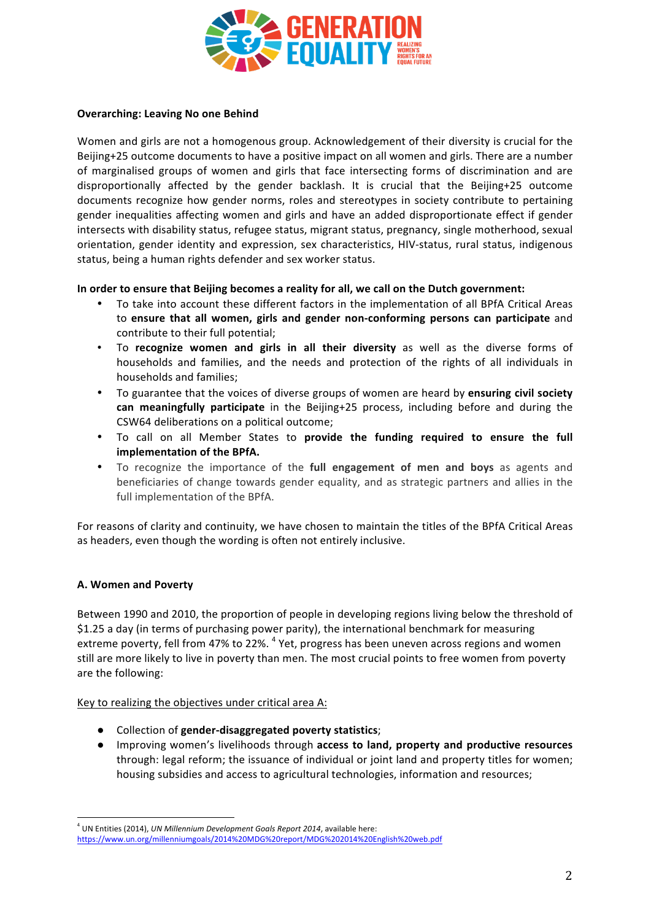**Overarching: Leaving No one Behind**

Women and girls are not a homogenous group. Acknowledgement of their diversity is crucial for the Beijing+25 outcome documents to have a positive impact on all women and girls. There are a number of marginalised groups of women and girls that face intersecting forms of discrimination and are disproportionally affected by the gender backlash. It is crucial that the Beijing+25 outcome documents recognize how gender norms, roles and stereotypes in society contribute to pertaining gender inequalities affecting women and girls and have an added disproportionate effect if gender intersects with disability status, refugee status, migrant status, pregnancy, single motherhood, sexual orientation, gender identity and expression, sex characteristics, HIV-status, rural status, indigenous status, being a human rights defender and sex worker status.

**In order to ensure that Beijing becomes a reality for all, we call on the Dutch government:**

- To take into account these different factors in the implementation of all BPfA Critical Areas to **ensure that all women, girls and gender non-conforming persons can participate** and contribute to their full potential;
- To **recognize women and girls in all their diversity** as well as the diverse forms of households and families, and the needs and protection of the rights of all individuals in households and families;
- To guarantee that the voices of diverse groups of women are heard by **ensuring civil society can meaningfully participate** in the Beijing+25 process, including before and during the CSW64 deliberations on a political outcome;
- To call on all Member States to **provide the funding required to ensure the full implementation of the BPfA.**
- To recognize the importance of the **full engagement of men and boys** as agents and beneficiaries of change towards gender equality, and as strategic partners and allies in the full implementation of the BPfA.

For reasons of clarity and continuity, we have chosen to maintain the titles of the BPfA Critical Areas as headers, even though the wording is often not entirely inclusive.

**A. Women and Poverty**

Between 1990 and 2010, the proportion of people in developing regions living below the threshold of $1.25 a day (in terms of purchasing power parity), the international benchmark for measuring extreme poverty, fell from 47% to 22%. [4] Yet, progress has been uneven across regions and women still are more likely to live in poverty than men. The most crucial points to free women from poverty are the following:

<u>Key to realizing the objectives under critical area A:</u>

- Collection of **gender-disaggregated poverty statistics**;
- Improving women's livelihoods through **access to land, property and productive resources** through: legal reform; the issuance of individual or joint land and property titles for women; housing subsidies and access to agricultural technologies, information and resources;

[4] UN Entities (2014), *UN Millennium Development Goals Report 2014*, available here: https://www.un.org/millenniumgoals/2014%20MDG%20report/MDG%202014%20English%20web.pdf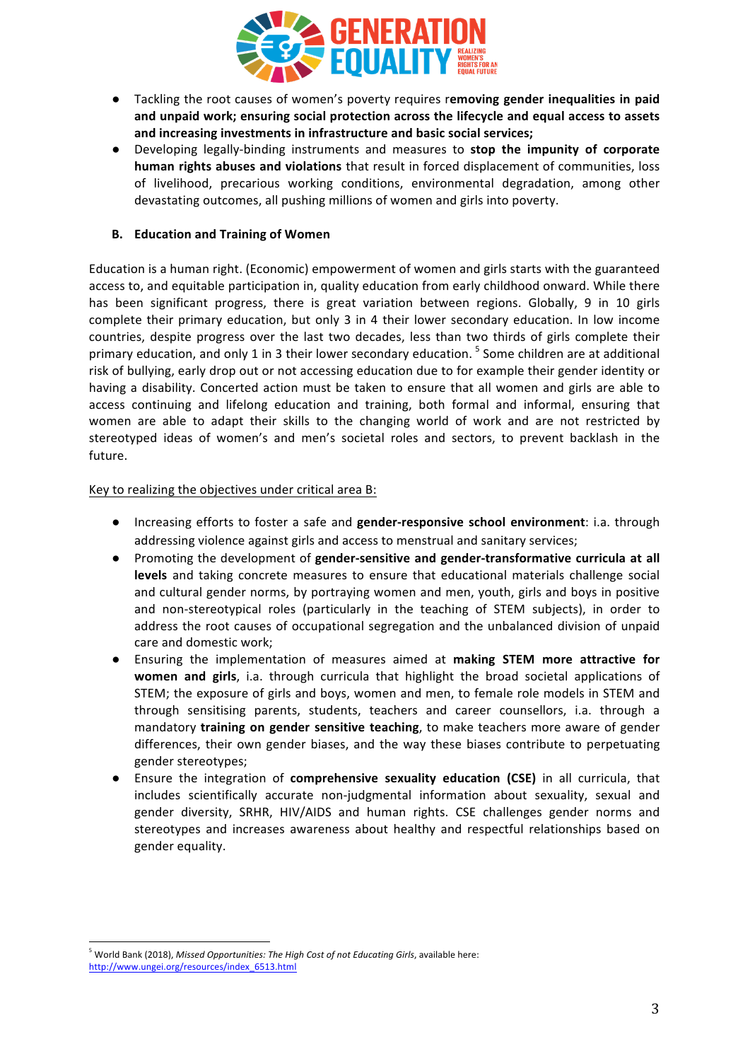- Tackling the root causes of women's poverty requires r**emoving gender inequalities in paid and unpaid work; ensuring social protection across the lifecycle and equal access to assets and increasing investments in infrastructure and basic social services;**
- Developing legally-binding instruments and measures to **stop the impunity of corporate human rights abuses and violations** that result in forced displacement of communities, loss of livelihood, precarious working conditions, environmental degradation, among other devastating outcomes, all pushing millions of women and girls into poverty.

### B. Education and Training of Women

Education is a human right. (Economic) empowerment of women and girls starts with the guaranteed access to, and equitable participation in, quality education from early childhood onward. While there has been significant progress, there is great variation between regions. Globally, 9 in 10 girls complete their primary education, but only 3 in 4 their lower secondary education. In low income countries, despite progress over the last two decades, less than two thirds of girls complete their primary education, and only 1 in 3 their lower secondary education. [5] Some children are at additional risk of bullying, early drop out or not accessing education due to for example their gender identity or having a disability. Concerted action must be taken to ensure that all women and girls are able to access continuing and lifelong education and training, both formal and informal, ensuring that women are able to adapt their skills to the changing world of work and are not restricted by stereotyped ideas of women's and men's societal roles and sectors, to prevent backlash in the future.

Key to realizing the objectives under critical area B:

- Increasing efforts to foster a safe and **gender-responsive school environment**: i.a. through addressing violence against girls and access to menstrual and sanitary services;
- Promoting the development of **gender-sensitive and gender-transformative curricula at all levels** and taking concrete measures to ensure that educational materials challenge social and cultural gender norms, by portraying women and men, youth, girls and boys in positive and non-stereotypical roles (particularly in the teaching of STEM subjects), in order to address the root causes of occupational segregation and the unbalanced division of unpaid care and domestic work;
- Ensuring the implementation of measures aimed at **making STEM more attractive for women and girls**, i.a. through curricula that highlight the broad societal applications of STEM; the exposure of girls and boys, women and men, to female role models in STEM and through sensitising parents, students, teachers and career counsellors, i.a. through a mandatory **training on gender sensitive teaching**, to make teachers more aware of gender differences, their own gender biases, and the way these biases contribute to perpetuating gender stereotypes;
- Ensure the integration of **comprehensive sexuality education (CSE)** in all curricula, that includes scientifically accurate non-judgmental information about sexuality, sexual and gender diversity, SRHR, HIV/AIDS and human rights. CSE challenges gender norms and stereotypes and increases awareness about healthy and respectful relationships based on gender equality.

---

[5] World Bank (2018), *Missed Opportunities: The High Cost of not Educating Girls*, available here: http://www.ungei.org/resources/index_6513.html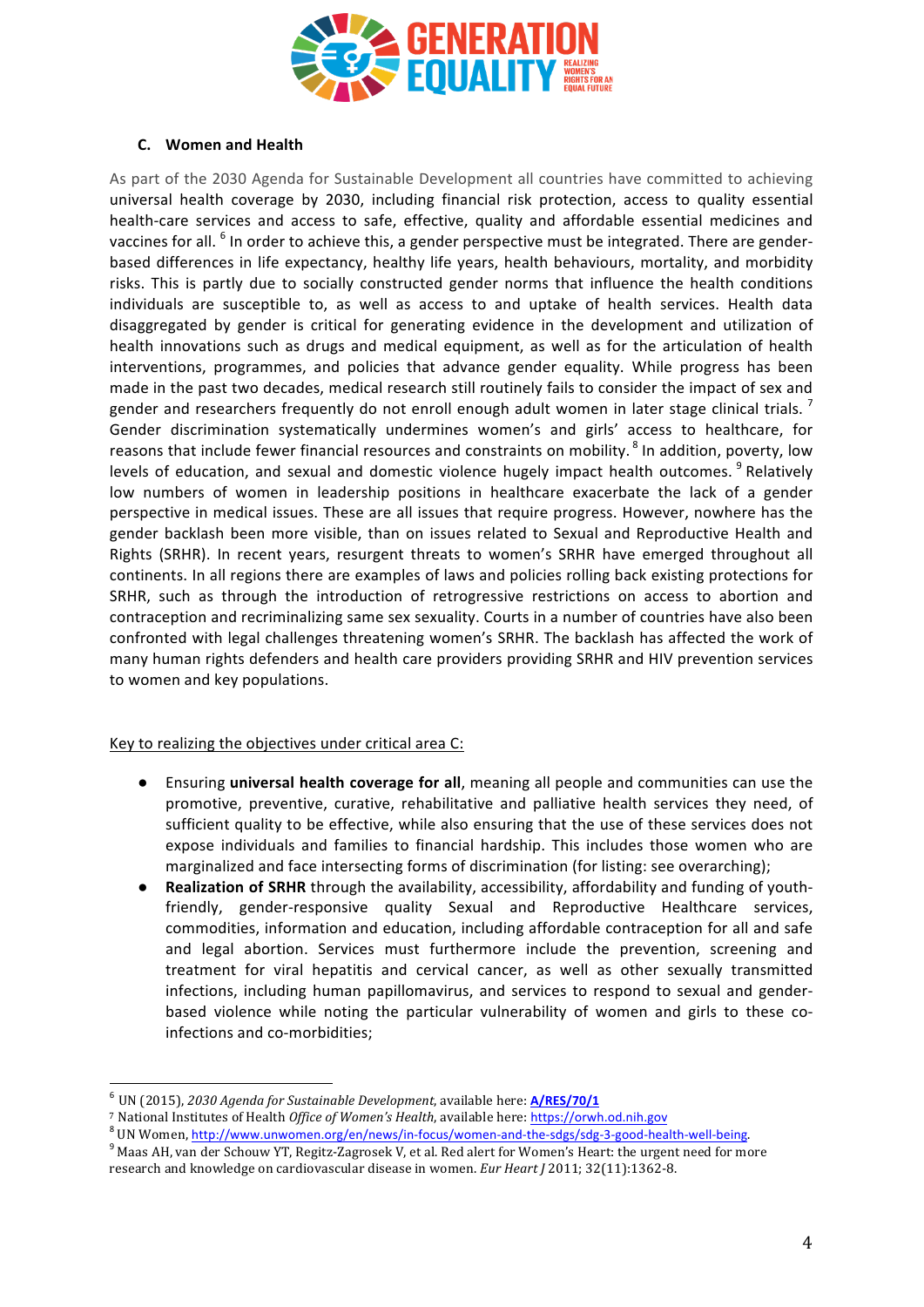### C. Women and Health

As part of the 2030 Agenda for Sustainable Development all countries have committed to achieving universal health coverage by 2030, including financial risk protection, access to quality essential health-care services and access to safe, effective, quality and affordable essential medicines and vaccines for all. [6] In order to achieve this, a gender perspective must be integrated. There are gender-based differences in life expectancy, healthy life years, health behaviours, mortality, and morbidity risks. This is partly due to socially constructed gender norms that influence the health conditions individuals are susceptible to, as well as access to and uptake of health services. Health data disaggregated by gender is critical for generating evidence in the development and utilization of health innovations such as drugs and medical equipment, as well as for the articulation of health interventions, programmes, and policies that advance gender equality. While progress has been made in the past two decades, medical research still routinely fails to consider the impact of sex and gender and researchers frequently do not enroll enough adult women in later stage clinical trials. [7] Gender discrimination systematically undermines women's and girls' access to healthcare, for reasons that include fewer financial resources and constraints on mobility. [8] In addition, poverty, low levels of education, and sexual and domestic violence hugely impact health outcomes. [9] Relatively low numbers of women in leadership positions in healthcare exacerbate the lack of a gender perspective in medical issues. These are all issues that require progress. However, nowhere has the gender backlash been more visible, than on issues related to Sexual and Reproductive Health and Rights (SRHR). In recent years, resurgent threats to women's SRHR have emerged throughout all continents. In all regions there are examples of laws and policies rolling back existing protections for SRHR, such as through the introduction of retrogressive restrictions on access to abortion and contraception and recriminalizing same sex sexuality. Courts in a number of countries have also been confronted with legal challenges threatening women's SRHR. The backlash has affected the work of many human rights defenders and health care providers providing SRHR and HIV prevention services to women and key populations.

Key to realizing the objectives under critical area C:

- Ensuring **universal health coverage for all**, meaning all people and communities can use the promotive, preventive, curative, rehabilitative and palliative health services they need, of sufficient quality to be effective, while also ensuring that the use of these services does not expose individuals and families to financial hardship. This includes those women who are marginalized and face intersecting forms of discrimination (for listing: see overarching);
- **Realization of SRHR** through the availability, accessibility, affordability and funding of youth-friendly, gender-responsive quality Sexual and Reproductive Healthcare services, commodities, information and education, including affordable contraception for all and safe and legal abortion. Services must furthermore include the prevention, screening and treatment for viral hepatitis and cervical cancer, as well as other sexually transmitted infections, including human papillomavirus, and services to respond to sexual and gender-based violence while noting the particular vulnerability of women and girls to these co-infections and co-morbidities;

---

[6] UN (2015), *2030 Agenda for Sustainable Development*, available here: **A/RES/70/1**

[7] National Institutes of Health *Office of Women's Health*, available here: https://orwh.od.nih.gov

[8] UN Women, http://www.unwomen.org/en/news/in-focus/women-and-the-sdgs/sdg-3-good-health-well-being.

[9] Maas AH, van der Schouw YT, Regitz-Zagrosek V, et al. Red alert for Women's Heart: the urgent need for more research and knowledge on cardiovascular disease in women. *Eur Heart J* 2011; 32(11):1362-8.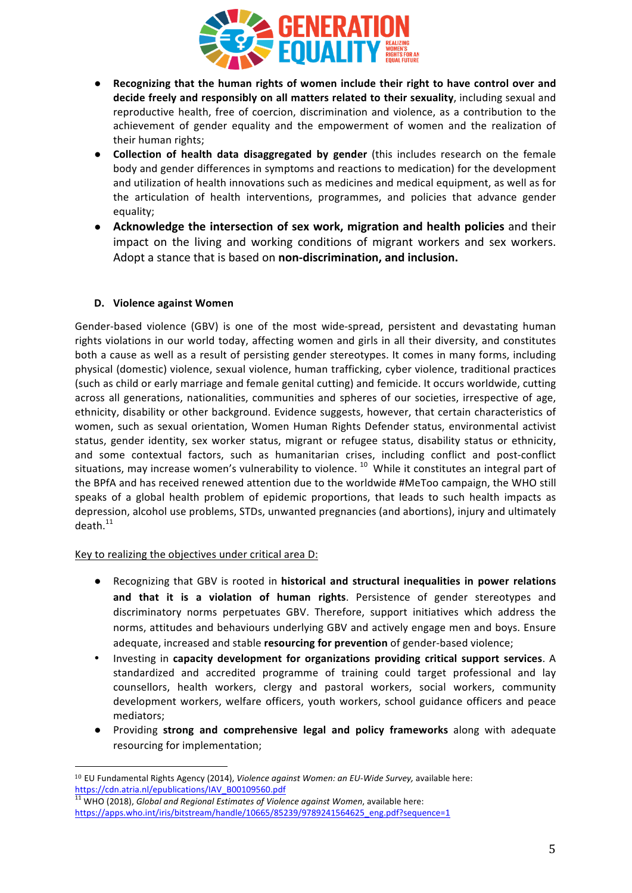- **Recognizing that the human rights of women include their right to have control over and decide freely and responsibly on all matters related to their sexuality**, including sexual and reproductive health, free of coercion, discrimination and violence, as a contribution to the achievement of gender equality and the empowerment of women and the realization of their human rights;
- **Collection of health data disaggregated by gender** (this includes research on the female body and gender differences in symptoms and reactions to medication) for the development and utilization of health innovations such as medicines and medical equipment, as well as for the articulation of health interventions, programmes, and policies that advance gender equality;
- **Acknowledge the intersection of sex work, migration and health policies** and their impact on the living and working conditions of migrant workers and sex workers. Adopt a stance that is based on **non-discrimination, and inclusion.**

### D. Violence against Women

Gender-based violence (GBV) is one of the most wide-spread, persistent and devastating human rights violations in our world today, affecting women and girls in all their diversity, and constitutes both a cause as well as a result of persisting gender stereotypes. It comes in many forms, including physical (domestic) violence, sexual violence, human trafficking, cyber violence, traditional practices (such as child or early marriage and female genital cutting) and femicide. It occurs worldwide, cutting across all generations, nationalities, communities and spheres of our societies, irrespective of age, ethnicity, disability or other background. Evidence suggests, however, that certain characteristics of women, such as sexual orientation, Women Human Rights Defender status, environmental activist status, gender identity, sex worker status, migrant or refugee status, disability status or ethnicity, and some contextual factors, such as humanitarian crises, including conflict and post-conflict situations, may increase women's vulnerability to violence. [10] While it constitutes an integral part of the BPfA and has received renewed attention due to the worldwide #MeToo campaign, the WHO still speaks of a global health problem of epidemic proportions, that leads to such health impacts as depression, alcohol use problems, STDs, unwanted pregnancies (and abortions), injury and ultimately death.[11]

<u>Key to realizing the objectives under critical area D:</u>

- Recognizing that GBV is rooted in **historical and structural inequalities in power relations and that it is a violation of human rights**. Persistence of gender stereotypes and discriminatory norms perpetuates GBV. Therefore, support initiatives which address the norms, attitudes and behaviours underlying GBV and actively engage men and boys. Ensure adequate, increased and stable **resourcing for prevention** of gender-based violence;
- Investing in **capacity development for organizations providing critical support services**. A standardized and accredited programme of training could target professional and lay counsellors, health workers, clergy and pastoral workers, social workers, community development workers, welfare officers, youth workers, school guidance officers and peace mediators;
- Providing **strong and comprehensive legal and policy frameworks** along with adequate resourcing for implementation;

---

[10] EU Fundamental Rights Agency (2014), *Violence against Women: an EU-Wide Survey,* available here: https://cdn.atria.nl/epublications/IAV_B00109560.pdf

[11] WHO (2018), *Global and Regional Estimates of Violence against Women*, available here: https://apps.who.int/iris/bitstream/handle/10665/85239/9789241564625_eng.pdf?sequence=1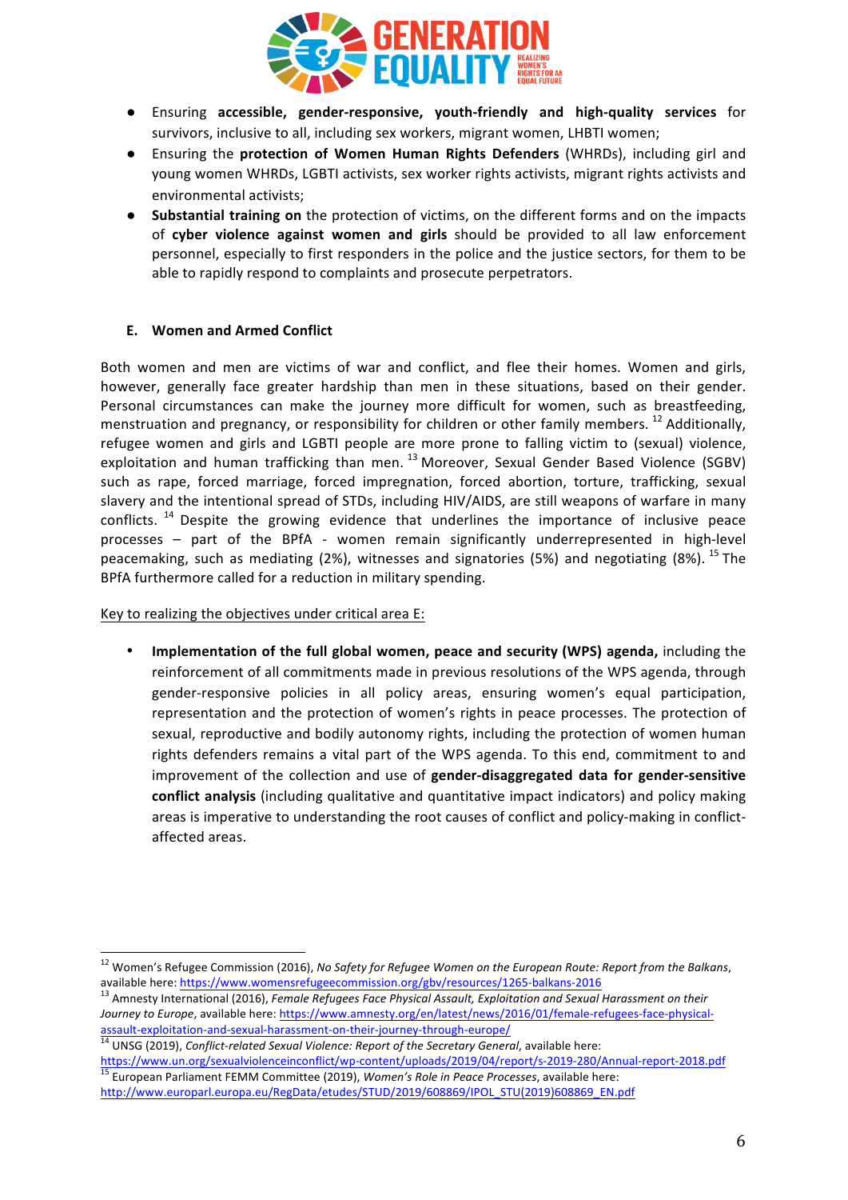- Ensuring **accessible, gender-responsive, youth-friendly and high-quality services** for survivors, inclusive to all, including sex workers, migrant women, LHBTI women;
- Ensuring the **protection of Women Human Rights Defenders** (WHRDs), including girl and young women WHRDs, LGBTI activists, sex worker rights activists, migrant rights activists and environmental activists;
- **Substantial training on** the protection of victims, on the different forms and on the impacts of **cyber violence against women and girls** should be provided to all law enforcement personnel, especially to first responders in the police and the justice sectors, for them to be able to rapidly respond to complaints and prosecute perpetrators.

### E. Women and Armed Conflict

Both women and men are victims of war and conflict, and flee their homes. Women and girls, however, generally face greater hardship than men in these situations, based on their gender. Personal circumstances can make the journey more difficult for women, such as breastfeeding, menstruation and pregnancy, or responsibility for children or other family members. [12] Additionally, refugee women and girls and LGBTI people are more prone to falling victim to (sexual) violence, exploitation and human trafficking than men. [13] Moreover, Sexual Gender Based Violence (SGBV) such as rape, forced marriage, forced impregnation, forced abortion, torture, trafficking, sexual slavery and the intentional spread of STDs, including HIV/AIDS, are still weapons of warfare in many conflicts. [14] Despite the growing evidence that underlines the importance of inclusive peace processes – part of the BPfA - women remain significantly underrepresented in high-level peacemaking, such as mediating (2%), witnesses and signatories (5%) and negotiating (8%). [15] The BPfA furthermore called for a reduction in military spending.

Key to realizing the objectives under critical area E:

- **Implementation of the full global women, peace and security (WPS) agenda,** including the reinforcement of all commitments made in previous resolutions of the WPS agenda, through gender-responsive policies in all policy areas, ensuring women's equal participation, representation and the protection of women's rights in peace processes. The protection of sexual, reproductive and bodily autonomy rights, including the protection of women human rights defenders remains a vital part of the WPS agenda. To this end, commitment to and improvement of the collection and use of **gender-disaggregated data for gender-sensitive conflict analysis** (including qualitative and quantitative impact indicators) and policy making areas is imperative to understanding the root causes of conflict and policy-making in conflict-affected areas.

---

[12] Women's Refugee Commission (2016), *No Safety for Refugee Women on the European Route: Report from the Balkans*, available here: https://www.womensrefugeecommission.org/gbv/resources/1265-balkans-2016

[13] Amnesty International (2016), *Female Refugees Face Physical Assault, Exploitation and Sexual Harassment on their Journey to Europe*, available here: https://www.amnesty.org/en/latest/news/2016/01/female-refugees-face-physical-assault-exploitation-and-sexual-harassment-on-their-journey-through-europe/

[14] UNSG (2019), *Conflict-related Sexual Violence: Report of the Secretary General*, available here: https://www.un.org/sexualviolenceinconflict/wp-content/uploads/2019/04/report/s-2019-280/Annual-report-2018.pdf

[15] European Parliament FEMM Committee (2019), *Women's Role in Peace Processes*, available here: http://www.europarl.europa.eu/RegData/etudes/STUD/2019/608869/IPOL_STU(2019)608869_EN.pdf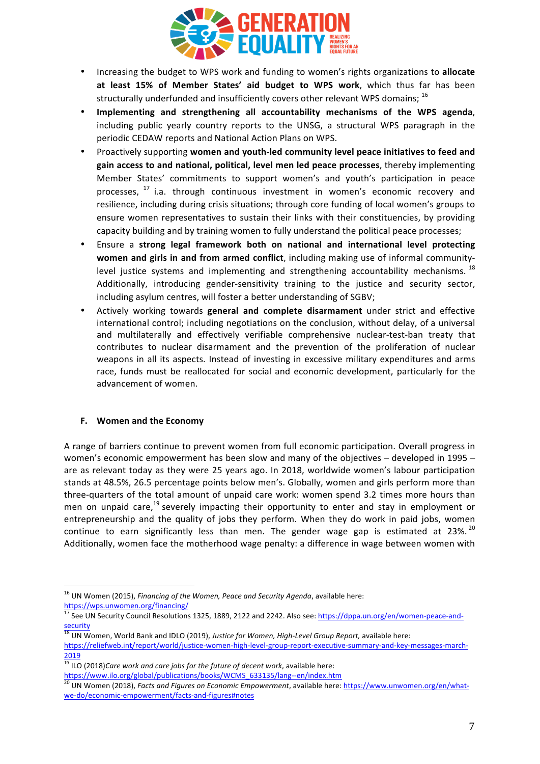- Increasing the budget to WPS work and funding to women's rights organizations to **allocate at least 15% of Member States' aid budget to WPS work**, which thus far has been structurally underfunded and insufficiently covers other relevant WPS domains; [16]
- **Implementing and strengthening all accountability mechanisms of the WPS agenda**, including public yearly country reports to the UNSG, a structural WPS paragraph in the periodic CEDAW reports and National Action Plans on WPS.
- Proactively supporting **women and youth-led community level peace initiatives to feed and gain access to and national, political, level men led peace processes**, thereby implementing Member States' commitments to support women's and youth's participation in peace processes, [17] i.a. through continuous investment in women's economic recovery and resilience, including during crisis situations; through core funding of local women's groups to ensure women representatives to sustain their links with their constituencies, by providing capacity building and by training women to fully understand the political peace processes;
- Ensure a **strong legal framework both on national and international level protecting women and girls in and from armed conflict**, including making use of informal community-level justice systems and implementing and strengthening accountability mechanisms. [18] Additionally, introducing gender-sensitivity training to the justice and security sector, including asylum centres, will foster a better understanding of SGBV;
- Actively working towards **general and complete disarmament** under strict and effective international control; including negotiations on the conclusion, without delay, of a universal and multilaterally and effectively verifiable comprehensive nuclear-test-ban treaty that contributes to nuclear disarmament and the prevention of the proliferation of nuclear weapons in all its aspects. Instead of investing in excessive military expenditures and arms race, funds must be reallocated for social and economic development, particularly for the advancement of women.

### F. Women and the Economy

A range of barriers continue to prevent women from full economic participation. Overall progress in women's economic empowerment has been slow and many of the objectives – developed in 1995 – are as relevant today as they were 25 years ago. In 2018, worldwide women's labour participation stands at 48.5%, 26.5 percentage points below men's. Globally, women and girls perform more than three-quarters of the total amount of unpaid care work: women spend 3.2 times more hours than men on unpaid care,[19] severely impacting their opportunity to enter and stay in employment or entrepreneurship and the quality of jobs they perform. When they do work in paid jobs, women continue to earn significantly less than men. The gender wage gap is estimated at 23%.[20] Additionally, women face the motherhood wage penalty: a difference in wage between women with

---

[16] UN Women (2015), *Financing of the Women, Peace and Security Agenda*, available here: https://wps.unwomen.org/financing/

[17] See UN Security Council Resolutions 1325, 1889, 2122 and 2242. Also see: https://dppa.un.org/en/women-peace-and-security

[18] UN Women, World Bank and IDLO (2019), *Justice for Women, High-Level Group Report,* available here: https://reliefweb.int/report/world/justice-women-high-level-group-report-executive-summary-and-key-messages-march-2019

[19] ILO (2018)*Care work and care jobs for the future of decent work*, available here: https://www.ilo.org/global/publications/books/WCMS_633135/lang--en/index.htm

[20] UN Women (2018), *Facts and Figures on Economic Empowerment*, available here: https://www.unwomen.org/en/what-we-do/economic-empowerment/facts-and-figures#notes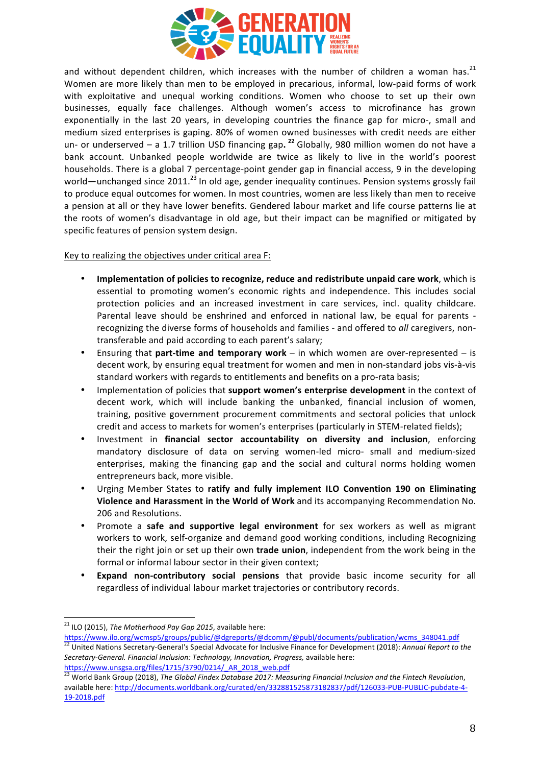and without dependent children, which increases with the number of children a woman has.[21] Women are more likely than men to be employed in precarious, informal, low-paid forms of work with exploitative and unequal working conditions. Women who choose to set up their own businesses, equally face challenges. Although women's access to microfinance has grown exponentially in the last 20 years, in developing countries the finance gap for micro-, small and medium sized enterprises is gaping. 80% of women owned businesses with credit needs are either un- or underserved – a 1.7 trillion USD financing gap.[22] Globally, 980 million women do not have a bank account. Unbanked people worldwide are twice as likely to live in the world's poorest households. There is a global 7 percentage-point gender gap in financial access, 9 in the developing world—unchanged since 2011.[23] In old age, gender inequality continues. Pension systems grossly fail to produce equal outcomes for women. In most countries, women are less likely than men to receive a pension at all or they have lower benefits. Gendered labour market and life course patterns lie at the roots of women's disadvantage in old age, but their impact can be magnified or mitigated by specific features of pension system design.

Key to realizing the objectives under critical area F:

- **Implementation of policies to recognize, reduce and redistribute unpaid care work**, which is essential to promoting women's economic rights and independence. This includes social protection policies and an increased investment in care services, incl. quality childcare. Parental leave should be enshrined and enforced in national law, be equal for parents - recognizing the diverse forms of households and families - and offered to *all* caregivers, non-transferable and paid according to each parent's salary;
- Ensuring that **part-time and temporary work** – in which women are over-represented – is decent work, by ensuring equal treatment for women and men in non-standard jobs vis-à-vis standard workers with regards to entitlements and benefits on a pro-rata basis;
- Implementation of policies that **support women's enterprise development** in the context of decent work, which will include banking the unbanked, financial inclusion of women, training, positive government procurement commitments and sectoral policies that unlock credit and access to markets for women's enterprises (particularly in STEM-related fields);
- Investment in **financial sector accountability on diversity and inclusion**, enforcing mandatory disclosure of data on serving women-led micro- small and medium-sized enterprises, making the financing gap and the social and cultural norms holding women entrepreneurs back, more visible.
- Urging Member States to **ratify and fully implement ILO Convention 190 on Eliminating Violence and Harassment in the World of Work** and its accompanying Recommendation No. 206 and Resolutions.
- Promote a **safe and supportive legal environment** for sex workers as well as migrant workers to work, self-organize and demand good working conditions, including Recognizing their the right join or set up their own **trade union**, independent from the work being in the formal or informal labour sector in their given context;
- **Expand non-contributory social pensions** that provide basic income security for all regardless of individual labour market trajectories or contributory records.

---

[21] ILO (2015), *The Motherhood Pay Gap 2015*, available here: https://www.ilo.org/wcmsp5/groups/public/@dgreports/@dcomm/@publ/documents/publication/wcms_348041.pdf

[22] United Nations Secretary-General's Special Advocate for Inclusive Finance for Development (2018): *Annual Report to the Secretary-General. Financial Inclusion: Technology, Innovation, Progress,* available here: https://www.unsgsa.org/files/1715/3790/0214/_AR_2018_web.pdf

[23] World Bank Group (2018), *The Global Findex Database 2017: Measuring Financial Inclusion and the Fintech Revolution*, available here: http://documents.worldbank.org/curated/en/332881525873182837/pdf/126033-PUB-PUBLIC-pubdate-4-19-2018.pdf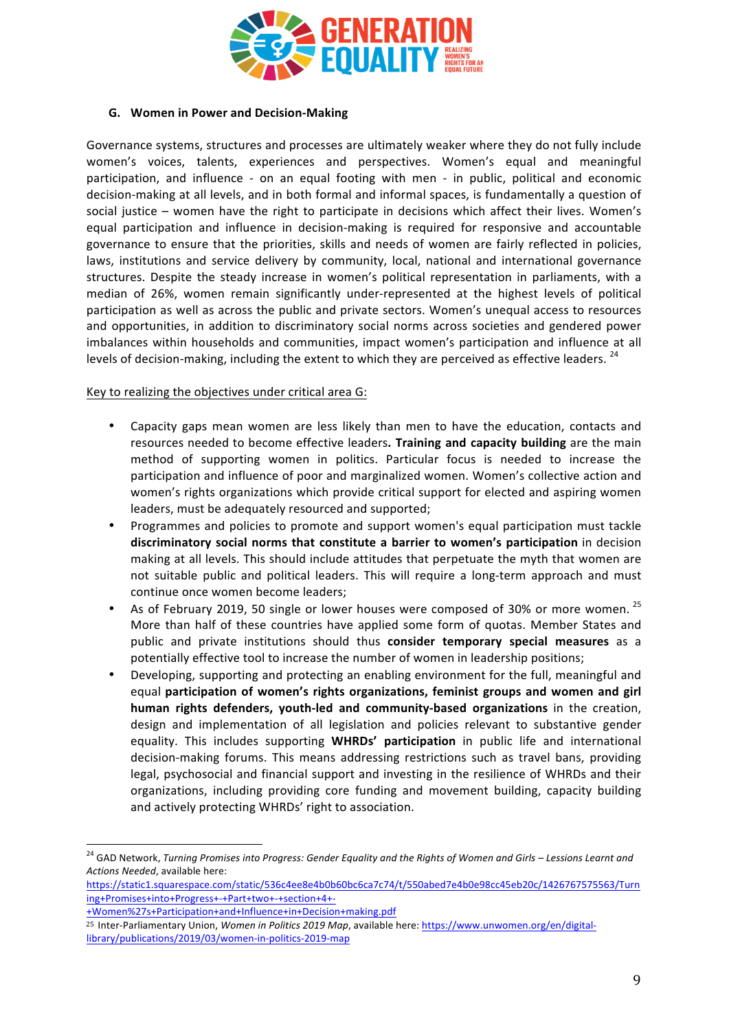### G. Women in Power and Decision-Making

Governance systems, structures and processes are ultimately weaker where they do not fully include women's voices, talents, experiences and perspectives. Women's equal and meaningful participation, and influence - on an equal footing with men - in public, political and economic decision-making at all levels, and in both formal and informal spaces, is fundamentally a question of social justice – women have the right to participate in decisions which affect their lives. Women's equal participation and influence in decision-making is required for responsive and accountable governance to ensure that the priorities, skills and needs of women are fairly reflected in policies, laws, institutions and service delivery by community, local, national and international governance structures. Despite the steady increase in women's political representation in parliaments, with a median of 26%, women remain significantly under-represented at the highest levels of political participation as well as across the public and private sectors. Women's unequal access to resources and opportunities, in addition to discriminatory social norms across societies and gendered power imbalances within households and communities, impact women's participation and influence at all levels of decision-making, including the extent to which they are perceived as effective leaders. [24]

<u>Key to realizing the objectives under critical area G:</u>

- Capacity gaps mean women are less likely than men to have the education, contacts and resources needed to become effective leaders**. Training and capacity building** are the main method of supporting women in politics. Particular focus is needed to increase the participation and influence of poor and marginalized women. Women's collective action and women's rights organizations which provide critical support for elected and aspiring women leaders, must be adequately resourced and supported;
- Programmes and policies to promote and support women's equal participation must tackle **discriminatory social norms that constitute a barrier to women's participation** in decision making at all levels. This should include attitudes that perpetuate the myth that women are not suitable public and political leaders. This will require a long-term approach and must continue once women become leaders;
- As of February 2019, 50 single or lower houses were composed of 30% or more women. [25] More than half of these countries have applied some form of quotas. Member States and public and private institutions should thus **consider temporary special measures** as a potentially effective tool to increase the number of women in leadership positions;
- Developing, supporting and protecting an enabling environment for the full, meaningful and equal **participation of women's rights organizations, feminist groups and women and girl human rights defenders, youth-led and community-based organizations** in the creation, design and implementation of all legislation and policies relevant to substantive gender equality. This includes supporting **WHRDs' participation** in public life and international decision-making forums. This means addressing restrictions such as travel bans, providing legal, psychosocial and financial support and investing in the resilience of WHRDs and their organizations, including providing core funding and movement building, capacity building and actively protecting WHRDs' right to association.

---

[24] GAD Network, *Turning Promises into Progress: Gender Equality and the Rights of Women and Girls – Lessions Learnt and Actions Needed*, available here: https://static1.squarespace.com/static/536c4ee8e4b0b60bc6ca7c74/t/550abed7e4b0e98cc45eb20c/1426767575563/Turning+Promises+into+Progress+-+Part+two+-+section+4+-+Women%27s+Participation+and+Influence+in+Decision+making.pdf

[25] Inter-Parliamentary Union, *Women in Politics 2019 Map*, available here: https://www.unwomen.org/en/digital-library/publications/2019/03/women-in-politics-2019-map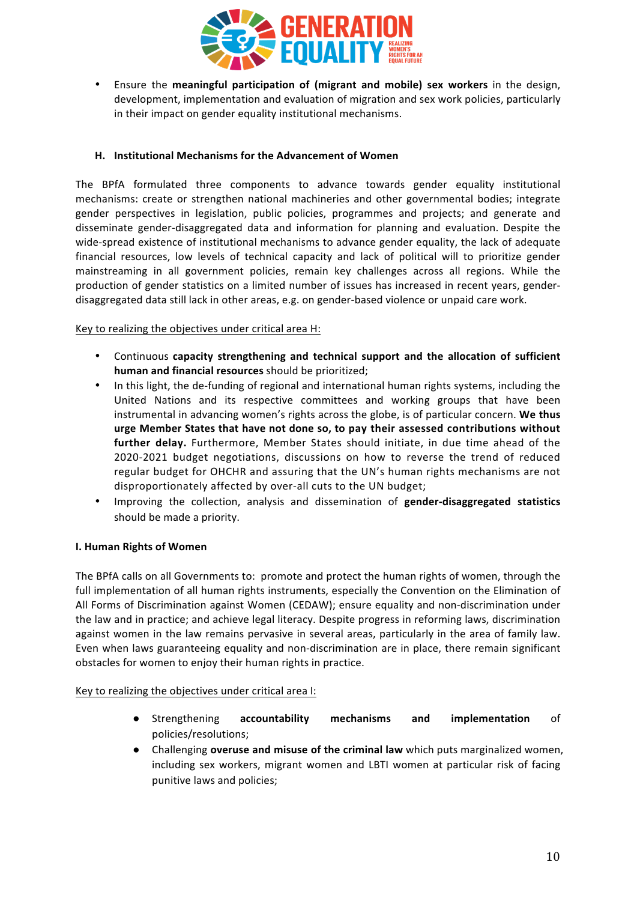- Ensure the **meaningful participation of (migrant and mobile) sex workers** in the design, development, implementation and evaluation of migration and sex work policies, particularly in their impact on gender equality institutional mechanisms.

### H. Institutional Mechanisms for the Advancement of Women

The BPfA formulated three components to advance towards gender equality institutional mechanisms: create or strengthen national machineries and other governmental bodies; integrate gender perspectives in legislation, public policies, programmes and projects; and generate and disseminate gender-disaggregated data and information for planning and evaluation. Despite the wide-spread existence of institutional mechanisms to advance gender equality, the lack of adequate financial resources, low levels of technical capacity and lack of political will to prioritize gender mainstreaming in all government policies, remain key challenges across all regions. While the production of gender statistics on a limited number of issues has increased in recent years, gender-disaggregated data still lack in other areas, e.g. on gender-based violence or unpaid care work.

Key to realizing the objectives under critical area H:

- Continuous **capacity strengthening and technical support and the allocation of sufficient human and financial resources** should be prioritized;
- In this light, the de-funding of regional and international human rights systems, including the United Nations and its respective committees and working groups that have been instrumental in advancing women's rights across the globe, is of particular concern. **We thus urge Member States that have not done so, to pay their assessed contributions without further delay.** Furthermore, Member States should initiate, in due time ahead of the 2020-2021 budget negotiations, discussions on how to reverse the trend of reduced regular budget for OHCHR and assuring that the UN's human rights mechanisms are not disproportionately affected by over-all cuts to the UN budget;
- Improving the collection, analysis and dissemination of **gender-disaggregated statistics** should be made a priority.

### I. Human Rights of Women

The BPfA calls on all Governments to: promote and protect the human rights of women, through the full implementation of all human rights instruments, especially the Convention on the Elimination of All Forms of Discrimination against Women (CEDAW); ensure equality and non-discrimination under the law and in practice; and achieve legal literacy. Despite progress in reforming laws, discrimination against women in the law remains pervasive in several areas, particularly in the area of family law. Even when laws guaranteeing equality and non-discrimination are in place, there remain significant obstacles for women to enjoy their human rights in practice.

Key to realizing the objectives under critical area I:

- Strengthening **accountability mechanisms and implementation** of policies/resolutions;
- Challenging **overuse and misuse of the criminal law** which puts marginalized women, including sex workers, migrant women and LBTI women at particular risk of facing punitive laws and policies;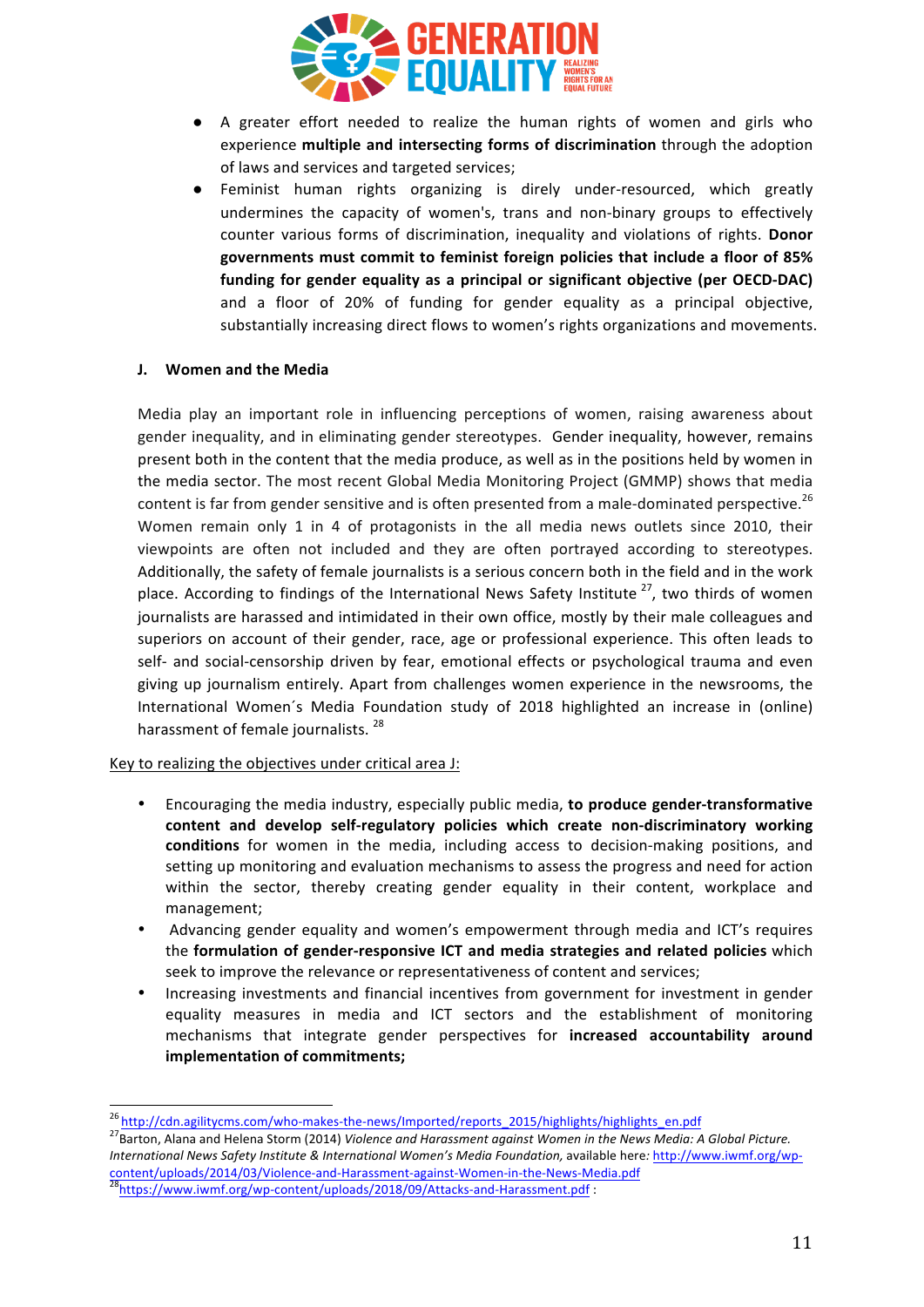- A greater effort needed to realize the human rights of women and girls who experience **multiple and intersecting forms of discrimination** through the adoption of laws and services and targeted services;
- Feminist human rights organizing is direly under-resourced, which greatly undermines the capacity of women's, trans and non-binary groups to effectively counter various forms of discrimination, inequality and violations of rights. **Donor governments must commit to feminist foreign policies that include a floor of 85% funding for gender equality as a principal or significant objective (per OECD-DAC)** and a floor of 20% of funding for gender equality as a principal objective, substantially increasing direct flows to women's rights organizations and movements.

### J. Women and the Media

Media play an important role in influencing perceptions of women, raising awareness about gender inequality, and in eliminating gender stereotypes. Gender inequality, however, remains present both in the content that the media produce, as well as in the positions held by women in the media sector. The most recent Global Media Monitoring Project (GMMP) shows that media content is far from gender sensitive and is often presented from a male-dominated perspective.[26] Women remain only 1 in 4 of protagonists in the all media news outlets since 2010, their viewpoints are often not included and they are often portrayed according to stereotypes. Additionally, the safety of female journalists is a serious concern both in the field and in the work place. According to findings of the International News Safety Institute [27], two thirds of women journalists are harassed and intimidated in their own office, mostly by their male colleagues and superiors on account of their gender, race, age or professional experience. This often leads to self- and social-censorship driven by fear, emotional effects or psychological trauma and even giving up journalism entirely. Apart from challenges women experience in the newsrooms, the International Women´s Media Foundation study of 2018 highlighted an increase in (online) harassment of female journalists. [28]

<u>Key to realizing the objectives under critical area J:</u>

- Encouraging the media industry, especially public media, **to produce gender-transformative content and develop self-regulatory policies which create non-discriminatory working conditions** for women in the media, including access to decision-making positions, and setting up monitoring and evaluation mechanisms to assess the progress and need for action within the sector, thereby creating gender equality in their content, workplace and management;
- Advancing gender equality and women's empowerment through media and ICT's requires the **formulation of gender-responsive ICT and media strategies and related policies** which seek to improve the relevance or representativeness of content and services;
- Increasing investments and financial incentives from government for investment in gender equality measures in media and ICT sectors and the establishment of monitoring mechanisms that integrate gender perspectives for **increased accountability around implementation of commitments;**

---

[26] http://cdn.agilitycms.com/who-makes-the-news/Imported/reports_2015/highlights/highlights_en.pdf

[27] Barton, Alana and Helena Storm (2014) *Violence and Harassment against Women in the News Media: A Global Picture. International News Safety Institute & International Women's Media Foundation,* available here*:* http://www.iwmf.org/wp-content/uploads/2014/03/Violence-and-Harassment-against-Women-in-the-News-Media.pdf

[28] https://www.iwmf.org/wp-content/uploads/2018/09/Attacks-and-Harassment.pdf :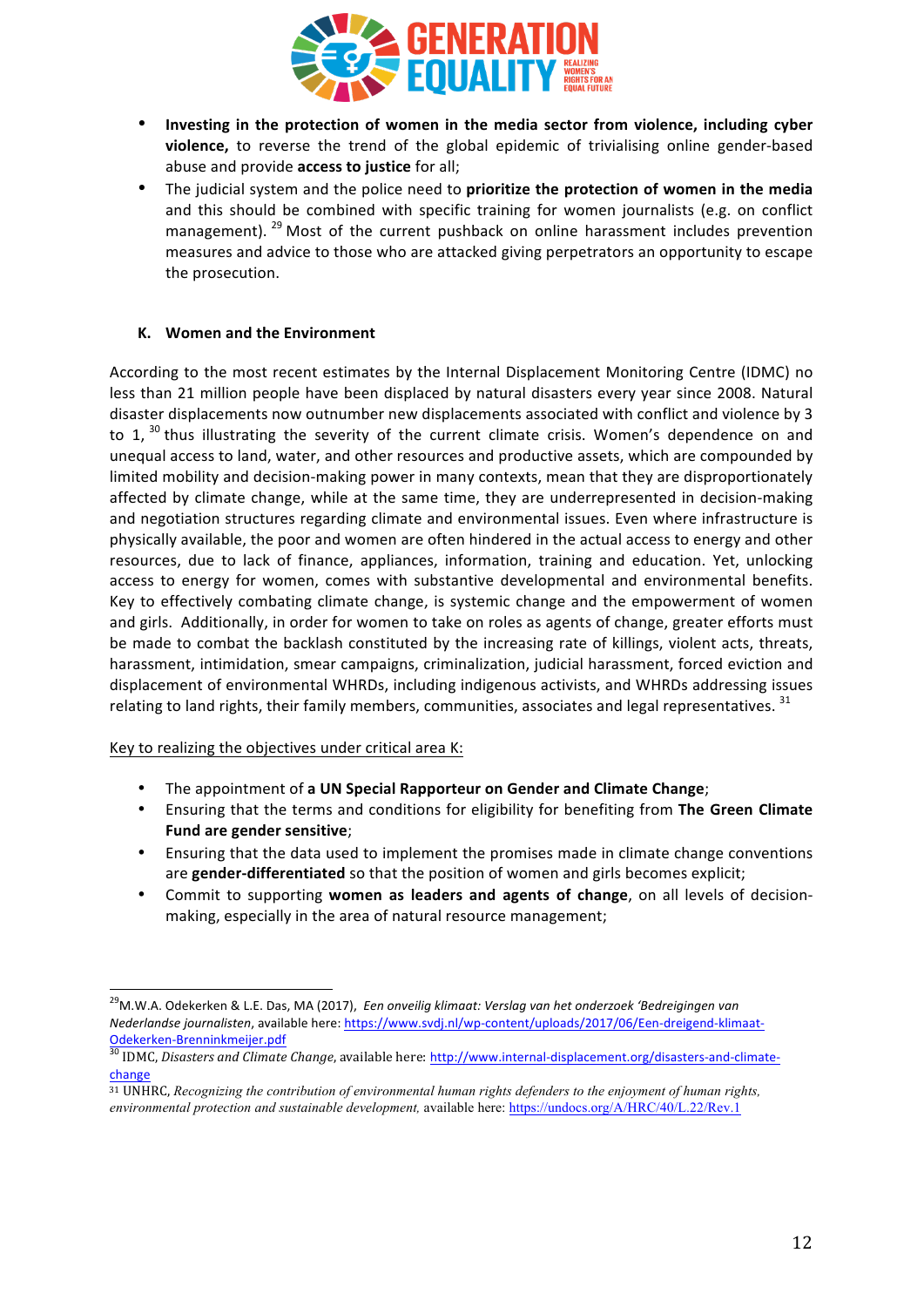- **Investing in the protection of women in the media sector from violence, including cyber violence,** to reverse the trend of the global epidemic of trivialising online gender-based abuse and provide **access to justice** for all;
- The judicial system and the police need to **prioritize the protection of women in the media** and this should be combined with specific training for women journalists (e.g. on conflict management).[29] Most of the current pushback on online harassment includes prevention measures and advice to those who are attacked giving perpetrators an opportunity to escape the prosecution.

### K. Women and the Environment

According to the most recent estimates by the Internal Displacement Monitoring Centre (IDMC) no less than 21 million people have been displaced by natural disasters every year since 2008. Natural disaster displacements now outnumber new displacements associated with conflict and violence by 3 to 1,[30] thus illustrating the severity of the current climate crisis. Women's dependence on and unequal access to land, water, and other resources and productive assets, which are compounded by limited mobility and decision-making power in many contexts, mean that they are disproportionately affected by climate change, while at the same time, they are underrepresented in decision-making and negotiation structures regarding climate and environmental issues. Even where infrastructure is physically available, the poor and women are often hindered in the actual access to energy and other resources, due to lack of finance, appliances, information, training and education. Yet, unlocking access to energy for women, comes with substantive developmental and environmental benefits. Key to effectively combating climate change, is systemic change and the empowerment of women and girls. Additionally, in order for women to take on roles as agents of change, greater efforts must be made to combat the backlash constituted by the increasing rate of killings, violent acts, threats, harassment, intimidation, smear campaigns, criminalization, judicial harassment, forced eviction and displacement of environmental WHRDs, including indigenous activists, and WHRDs addressing issues relating to land rights, their family members, communities, associates and legal representatives.[31]

Key to realizing the objectives under critical area K:

- The appointment of **a UN Special Rapporteur on Gender and Climate Change**;
- Ensuring that the terms and conditions for eligibility for benefiting from **The Green Climate Fund are gender sensitive**;
- Ensuring that the data used to implement the promises made in climate change conventions are **gender-differentiated** so that the position of women and girls becomes explicit;
- Commit to supporting **women as leaders and agents of change**, on all levels of decision-making, especially in the area of natural resource management;

---

[29] M.W.A. Odekerken & L.E. Das, MA (2017), *Een onveilig klimaat: Verslag van het onderzoek 'Bedreigingen van Nederlandse journalisten*, available here: https://www.svdj.nl/wp-content/uploads/2017/06/Een-dreigend-klimaat-Odekerken-Brenninkmeijer.pdf

[30] IDMC, *Disasters and Climate Change*, available here: http://www.internal-displacement.org/disasters-and-climate-change

[31] UNHRC, *Recognizing the contribution of environmental human rights defenders to the enjoyment of human rights, environmental protection and sustainable development,* available here: https://undocs.org/A/HRC/40/L.22/Rev.1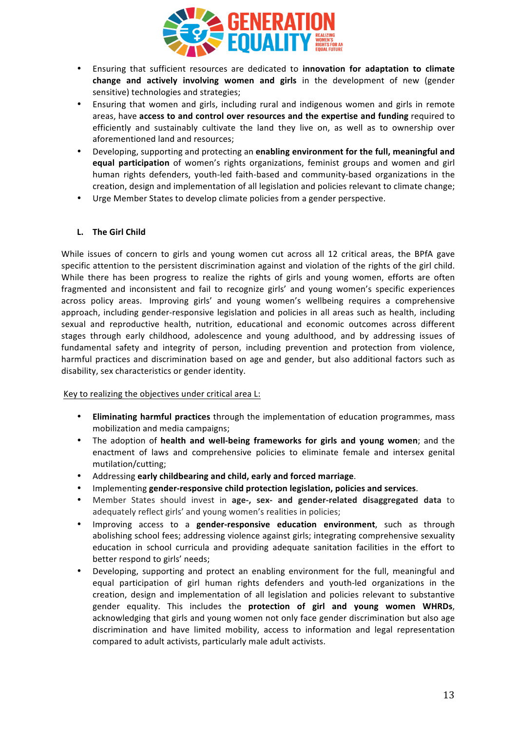- Ensuring that sufficient resources are dedicated to **innovation for adaptation to climate change and actively involving women and girls** in the development of new (gender sensitive) technologies and strategies;
- Ensuring that women and girls, including rural and indigenous women and girls in remote areas, have **access to and control over resources and the expertise and funding** required to efficiently and sustainably cultivate the land they live on, as well as to ownership over aforementioned land and resources;
- Developing, supporting and protecting an **enabling environment for the full, meaningful and equal participation** of women's rights organizations, feminist groups and women and girl human rights defenders, youth-led faith-based and community-based organizations in the creation, design and implementation of all legislation and policies relevant to climate change;
- Urge Member States to develop climate policies from a gender perspective.

## L. The Girl Child

While issues of concern to girls and young women cut across all 12 critical areas, the BPfA gave specific attention to the persistent discrimination against and violation of the rights of the girl child. While there has been progress to realize the rights of girls and young women, efforts are often fragmented and inconsistent and fail to recognize girls' and young women's specific experiences across policy areas. Improving girls' and young women's wellbeing requires a comprehensive approach, including gender-responsive legislation and policies in all areas such as health, including sexual and reproductive health, nutrition, educational and economic outcomes across different stages through early childhood, adolescence and young adulthood, and by addressing issues of fundamental safety and integrity of person, including prevention and protection from violence, harmful practices and discrimination based on age and gender, but also additional factors such as disability, sex characteristics or gender identity.

Key to realizing the objectives under critical area L:

- **Eliminating harmful practices** through the implementation of education programmes, mass mobilization and media campaigns;
- The adoption of **health and well-being frameworks for girls and young women**; and the enactment of laws and comprehensive policies to eliminate female and intersex genital mutilation/cutting;
- Addressing **early childbearing and child, early and forced marriage**.
- Implementing **gender-responsive child protection legislation, policies and services**.
- Member States should invest in **age-, sex- and gender-related disaggregated data** to adequately reflect girls' and young women's realities in policies;
- Improving access to a **gender-responsive education environment**, such as through abolishing school fees; addressing violence against girls; integrating comprehensive sexuality education in school curricula and providing adequate sanitation facilities in the effort to better respond to girls' needs;
- Developing, supporting and protect an enabling environment for the full, meaningful and equal participation of girl human rights defenders and youth-led organizations in the creation, design and implementation of all legislation and policies relevant to substantive gender equality. This includes the **protection of girl and young women WHRDs**, acknowledging that girls and young women not only face gender discrimination but also age discrimination and have limited mobility, access to information and legal representation compared to adult activists, particularly male adult activists.